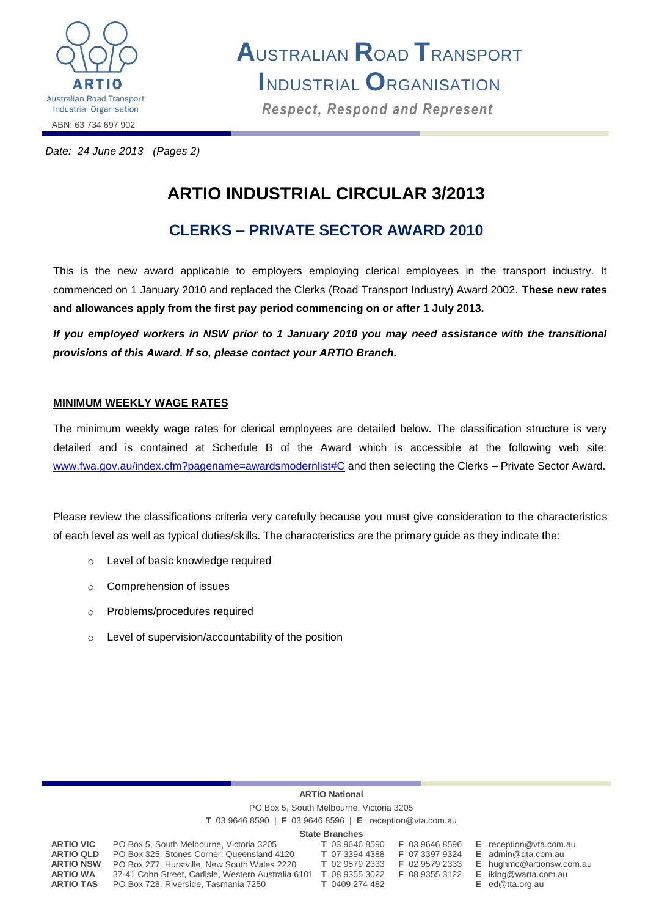# AUSTRALIAN ROAD TRANSPORT INDUSTRIAL ORGANISATION

*Respect, Respond and Represent*

ARTIO
Australian Road Transport Industrial Organisation
ABN: 63 734 697 902

*Date: 24 June 2013 (Pages 2)*

# ARTIO INDUSTRIAL CIRCULAR 3/2013

## CLERKS – PRIVATE SECTOR AWARD 2010

This is the new award applicable to employers employing clerical employees in the transport industry. It commenced on 1 January 2010 and replaced the Clerks (Road Transport Industry) Award 2002. **These new rates and allowances apply from the first pay period commencing on or after 1 July 2013.**

***If you employed workers in NSW prior to 1 January 2010 you may need assistance with the transitional provisions of this Award. If so, please contact your ARTIO Branch.***

### MINIMUM WEEKLY WAGE RATES

The minimum weekly wage rates for clerical employees are detailed below. The classification structure is very detailed and is contained at Schedule B of the Award which is accessible at the following web site: www.fwa.gov.au/index.cfm?pagename=awardsmodernlist#C and then selecting the Clerks – Private Sector Award.

Please review the classifications criteria very carefully because you must give consideration to the characteristics of each level as well as typical duties/skills. The characteristics are the primary guide as they indicate the:

- Level of basic knowledge required
- Comprehension of issues
- Problems/procedures required
- Level of supervision/accountability of the position

**ARTIO National**
PO Box 5, South Melbourne, Victoria 3205
**T** 03 9646 8590 | **F** 03 9646 8596 | **E** reception@vta.com.au

**State Branches**

| Branch | Address | Telephone | Fax | Email |
|---|---|---|---|---|
| **ARTIO VIC** | PO Box 5, South Melbourne, Victoria 3205 | **T** 03 9646 8590 | **F** 03 9646 8596 | **E** reception@vta.com.au |
| **ARTIO QLD** | PO Box 325, Stones Corner, Queensland 4120 | **T** 07 3394 4388 | **F** 07 3397 9324 | **E** admin@qta.com.au |
| **ARTIO NSW** | PO Box 277, Hurstville, New South Wales 2220 | **T** 02 9579 2333 | **F** 02 9579 2333 | **E** hughmc@artionsw.com.au |
| **ARTIO WA** | 37-41 Cohn Street, Carlisle, Western Australia 6101 | **T** 08 9355 3022 | **F** 08 9355 3122 | **E** iking@warta.com.au |
| **ARTIO TAS** | PO Box 728, Riverside, Tasmania 7250 | **T** 0409 274 482 | | **E** ed@tta.org.au |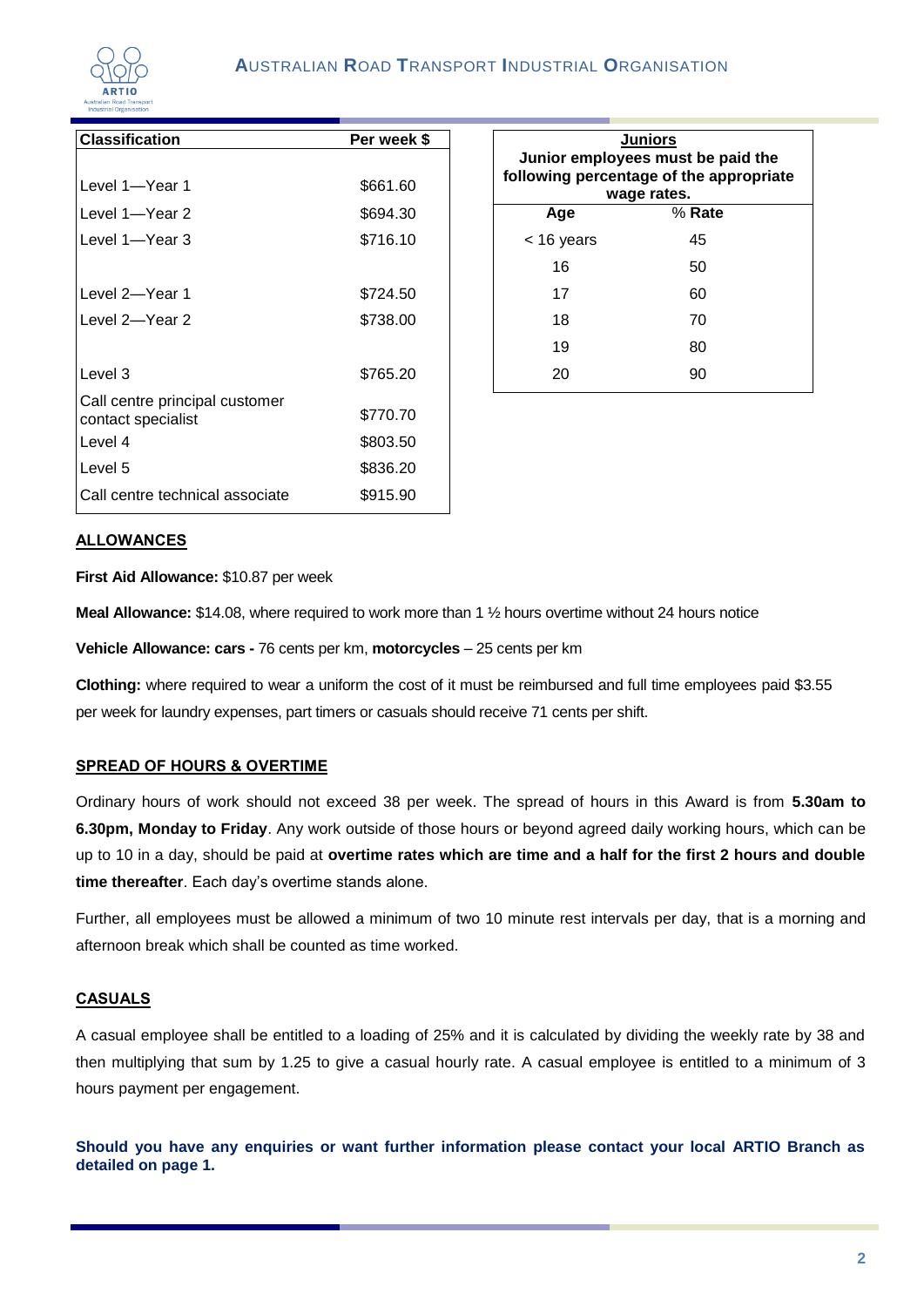| Classification | Per week $ |
|---|---|
| Level 1—Year 1 | $661.60 |
| Level 1—Year 2 | $694.30 |
| Level 1—Year 3 | $716.10 |
| Level 2—Year 1 | $724.50 |
| Level 2—Year 2 | $738.00 |
| Level 3 | $765.20 |
| Call centre principal customer contact specialist | $770.70 |
| Level 4 | $803.50 |
| Level 5 | $836.20 |
| Call centre technical associate | $915.90 |

**Juniors**

**Junior employees must be paid the following percentage of the appropriate wage rates.**

| Age | % Rate |
|---|---|
| < 16 years | 45 |
| 16 | 50 |
| 17 | 60 |
| 18 | 70 |
| 19 | 80 |
| 20 | 90 |

## ALLOWANCES

**First Aid Allowance:** $10.87 per week

**Meal Allowance:** $14.08, where required to work more than 1 ½ hours overtime without 24 hours notice

**Vehicle Allowance: cars -** 76 cents per km, **motorcycles** – 25 cents per km

**Clothing:** where required to wear a uniform the cost of it must be reimbursed and full time employees paid $3.55 per week for laundry expenses, part timers or casuals should receive 71 cents per shift.

## SPREAD OF HOURS & OVERTIME

Ordinary hours of work should not exceed 38 per week. The spread of hours in this Award is from **5.30am to 6.30pm, Monday to Friday**. Any work outside of those hours or beyond agreed daily working hours, which can be up to 10 in a day, should be paid at **overtime rates which are time and a half for the first 2 hours and double time thereafter**. Each day's overtime stands alone.

Further, all employees must be allowed a minimum of two 10 minute rest intervals per day, that is a morning and afternoon break which shall be counted as time worked.

## CASUALS

A casual employee shall be entitled to a loading of 25% and it is calculated by dividing the weekly rate by 38 and then multiplying that sum by 1.25 to give a casual hourly rate. A casual employee is entitled to a minimum of 3 hours payment per engagement.

**Should you have any enquiries or want further information please contact your local ARTIO Branch as detailed on page 1.**